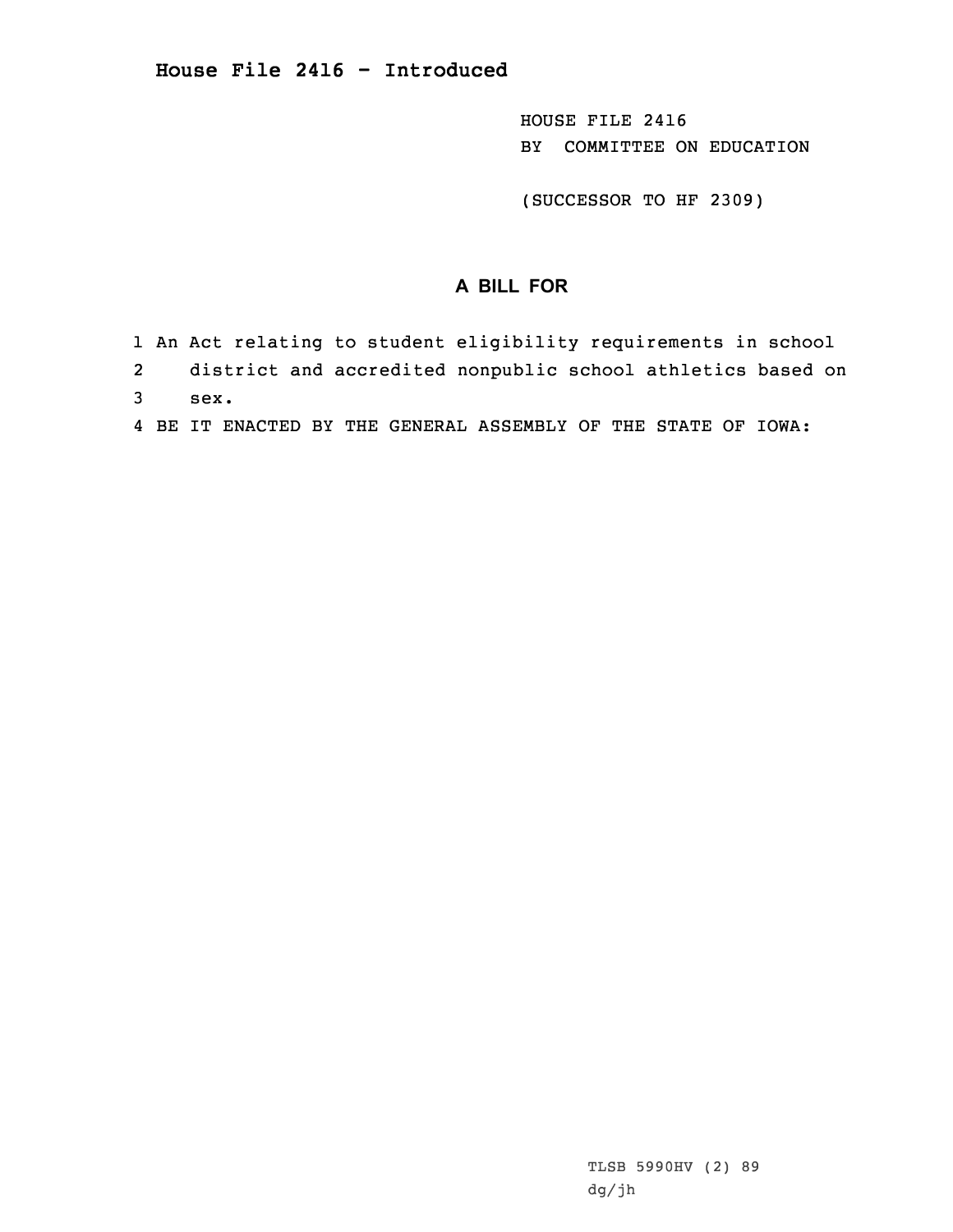# House File 2416 - Introduced

HOUSE FILE 2416
BY COMMITTEE ON EDUCATION

(SUCCESSOR TO HF 2309)

## A BILL FOR

1 An Act relating to student eligibility requirements in school
2 district and accredited nonpublic school athletics based on
3 sex.
4 BE IT ENACTED BY THE GENERAL ASSEMBLY OF THE STATE OF IOWA:

TLSB 5990HV (2) 89
dg/jh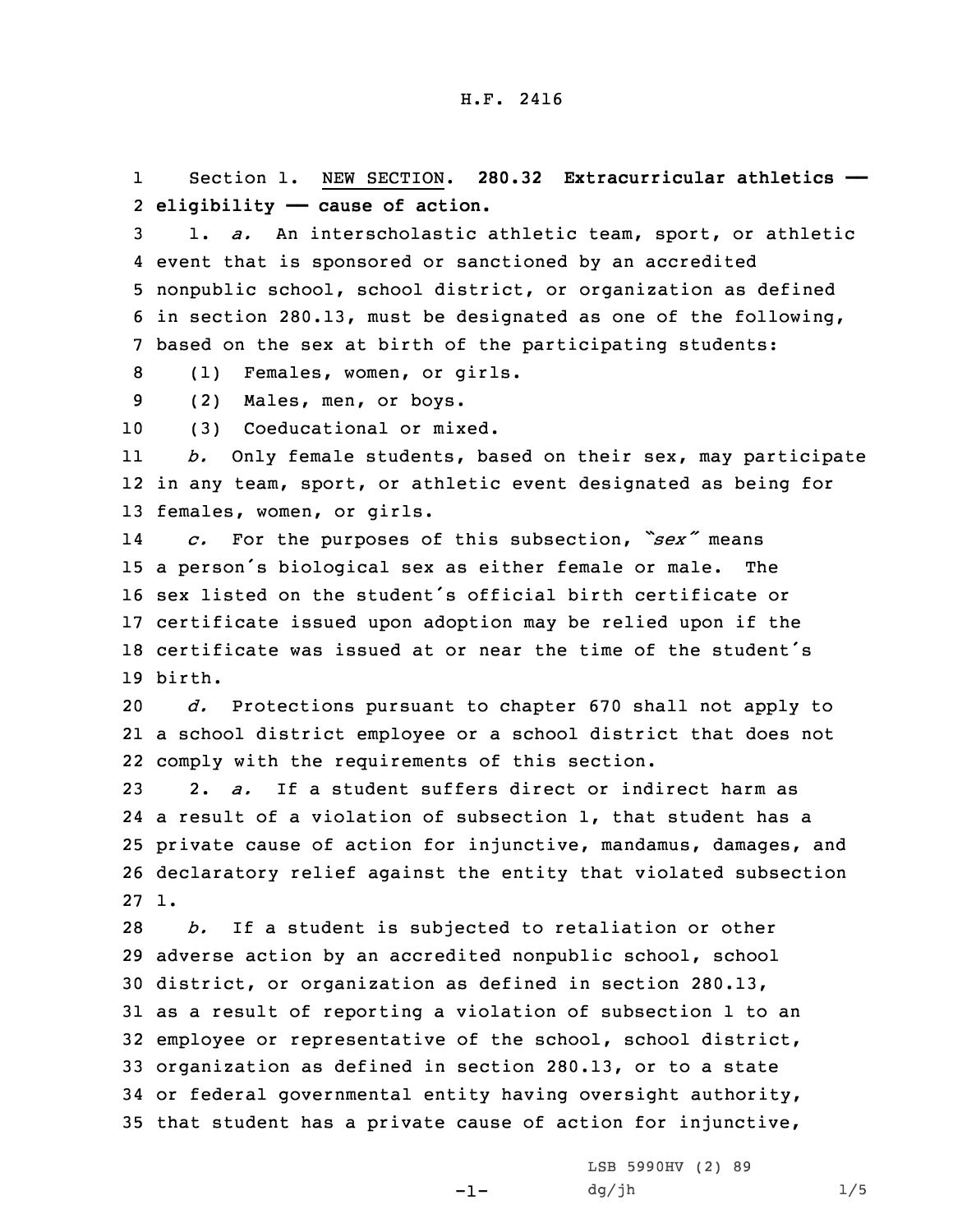H.F. 2416

Section 1. NEW SECTION. **280.32 Extracurricular athletics — eligibility — cause of action.**

1. *a.* An interscholastic athletic team, sport, or athletic event that is sponsored or sanctioned by an accredited nonpublic school, school district, or organization as defined in section 280.13, must be designated as one of the following, based on the sex at birth of the participating students:

(1) Females, women, or girls.

(2) Males, men, or boys.

(3) Coeducational or mixed.

*b.* Only female students, based on their sex, may participate in any team, sport, or athletic event designated as being for females, women, or girls.

*c.* For the purposes of this subsection, *"sex"* means a person's biological sex as either female or male. The sex listed on the student's official birth certificate or certificate issued upon adoption may be relied upon if the certificate was issued at or near the time of the student's birth.

*d.* Protections pursuant to chapter 670 shall not apply to a school district employee or a school district that does not comply with the requirements of this section.

2. *a.* If a student suffers direct or indirect harm as a result of a violation of subsection 1, that student has a private cause of action for injunctive, mandamus, damages, and declaratory relief against the entity that violated subsection 1.

*b.* If a student is subjected to retaliation or other adverse action by an accredited nonpublic school, school district, or organization as defined in section 280.13, as a result of reporting a violation of subsection 1 to an employee or representative of the school, school district, organization as defined in section 280.13, or to a state or federal governmental entity having oversight authority, that student has a private cause of action for injunctive,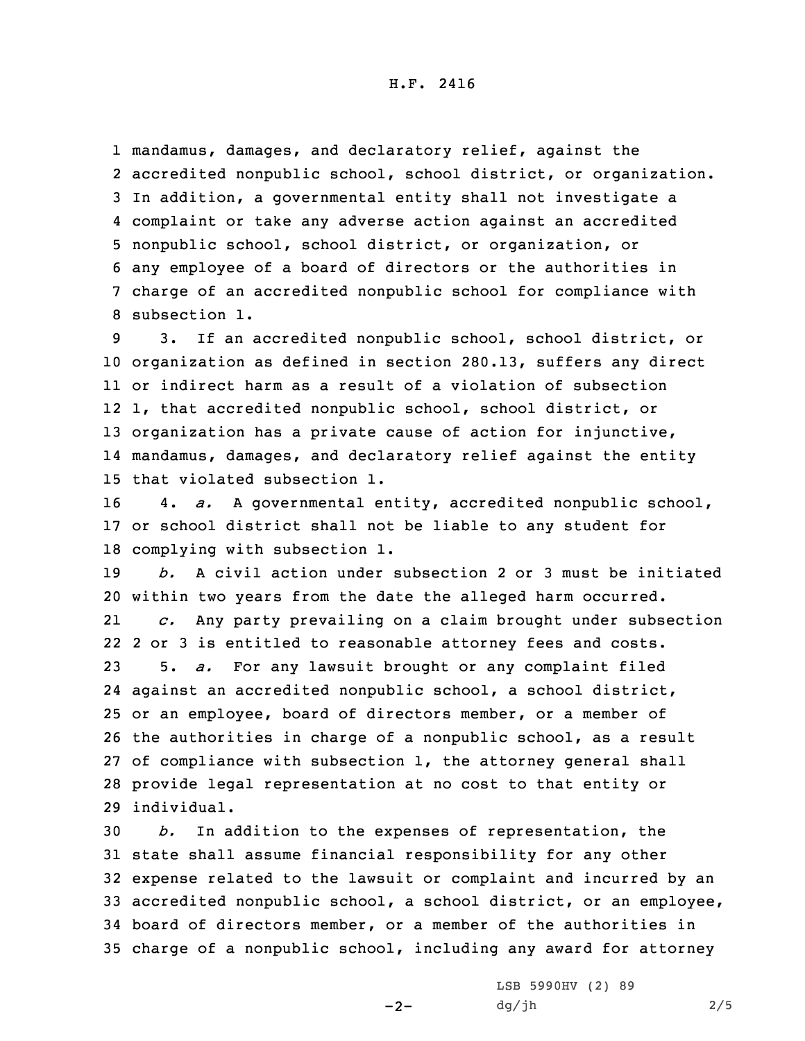mandamus, damages, and declaratory relief, against the accredited nonpublic school, school district, or organization. In addition, a governmental entity shall not investigate a complaint or take any adverse action against an accredited nonpublic school, school district, or organization, or any employee of a board of directors or the authorities in charge of an accredited nonpublic school for compliance with subsection 1.

3. If an accredited nonpublic school, school district, or organization as defined in section 280.13, suffers any direct or indirect harm as a result of a violation of subsection 1, that accredited nonpublic school, school district, or organization has a private cause of action for injunctive, mandamus, damages, and declaratory relief against the entity that violated subsection 1.

4. *a.* A governmental entity, accredited nonpublic school, or school district shall not be liable to any student for complying with subsection 1.

*b.* A civil action under subsection 2 or 3 must be initiated within two years from the date the alleged harm occurred.

*c.* Any party prevailing on a claim brought under subsection 2 or 3 is entitled to reasonable attorney fees and costs.

5. *a.* For any lawsuit brought or any complaint filed against an accredited nonpublic school, a school district, or an employee, board of directors member, or a member of the authorities in charge of a nonpublic school, as a result of compliance with subsection 1, the attorney general shall provide legal representation at no cost to that entity or individual.

*b.* In addition to the expenses of representation, the state shall assume financial responsibility for any other expense related to the lawsuit or complaint and incurred by an accredited nonpublic school, a school district, or an employee, board of directors member, or a member of the authorities in charge of a nonpublic school, including any award for attorney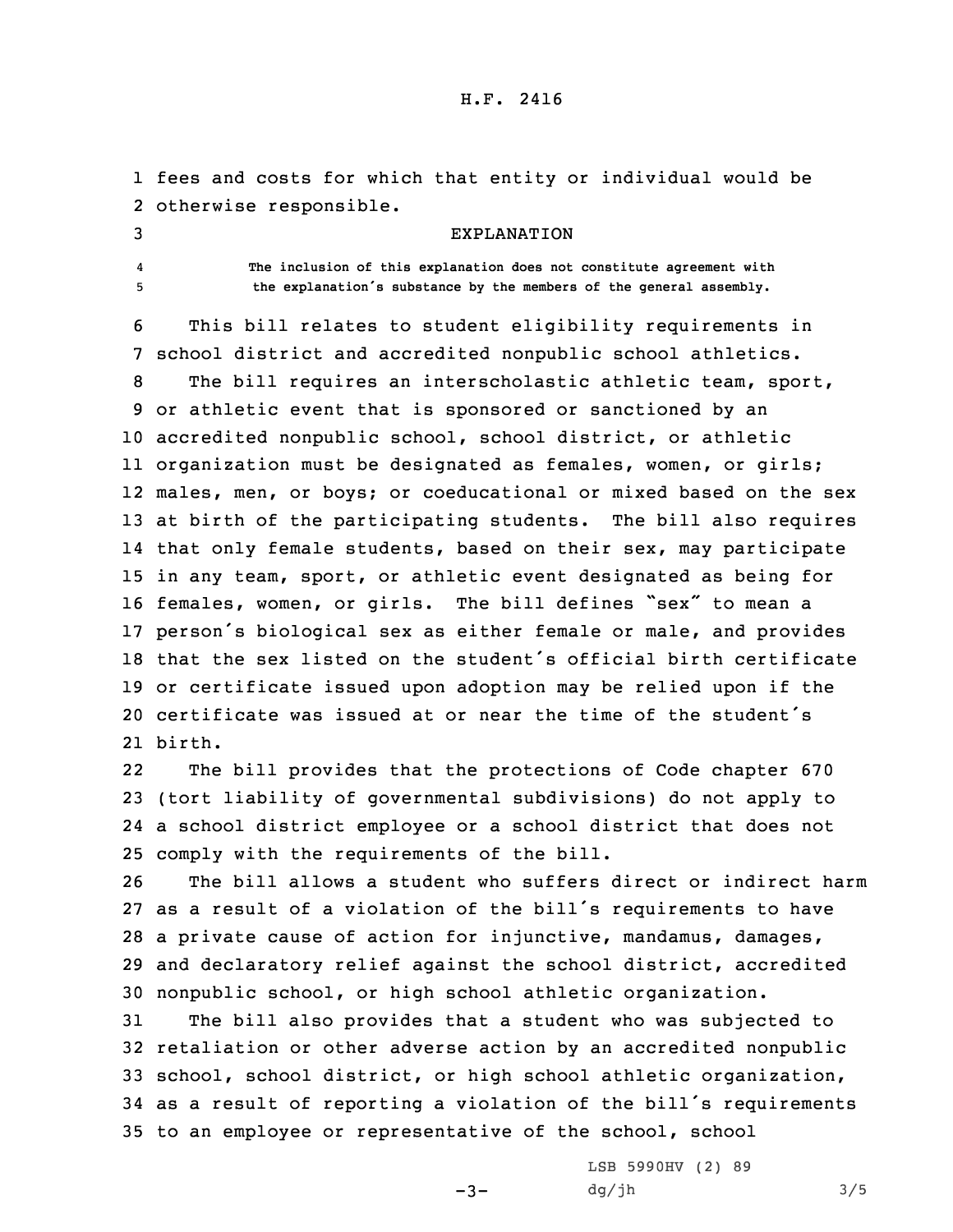fees and costs for which that entity or individual would be otherwise responsible.

EXPLANATION

The inclusion of this explanation does not constitute agreement with the explanation's substance by the members of the general assembly.

This bill relates to student eligibility requirements in school district and accredited nonpublic school athletics.

The bill requires an interscholastic athletic team, sport, or athletic event that is sponsored or sanctioned by an accredited nonpublic school, school district, or athletic organization must be designated as females, women, or girls; males, men, or boys; or coeducational or mixed based on the sex at birth of the participating students. The bill also requires that only female students, based on their sex, may participate in any team, sport, or athletic event designated as being for females, women, or girls. The bill defines "sex" to mean a person's biological sex as either female or male, and provides that the sex listed on the student's official birth certificate or certificate issued upon adoption may be relied upon if the certificate was issued at or near the time of the student's birth.

The bill provides that the protections of Code chapter 670 (tort liability of governmental subdivisions) do not apply to a school district employee or a school district that does not comply with the requirements of the bill.

The bill allows a student who suffers direct or indirect harm as a result of a violation of the bill's requirements to have a private cause of action for injunctive, mandamus, damages, and declaratory relief against the school district, accredited nonpublic school, or high school athletic organization.

The bill also provides that a student who was subjected to retaliation or other adverse action by an accredited nonpublic school, school district, or high school athletic organization, as a result of reporting a violation of the bill's requirements to an employee or representative of the school, school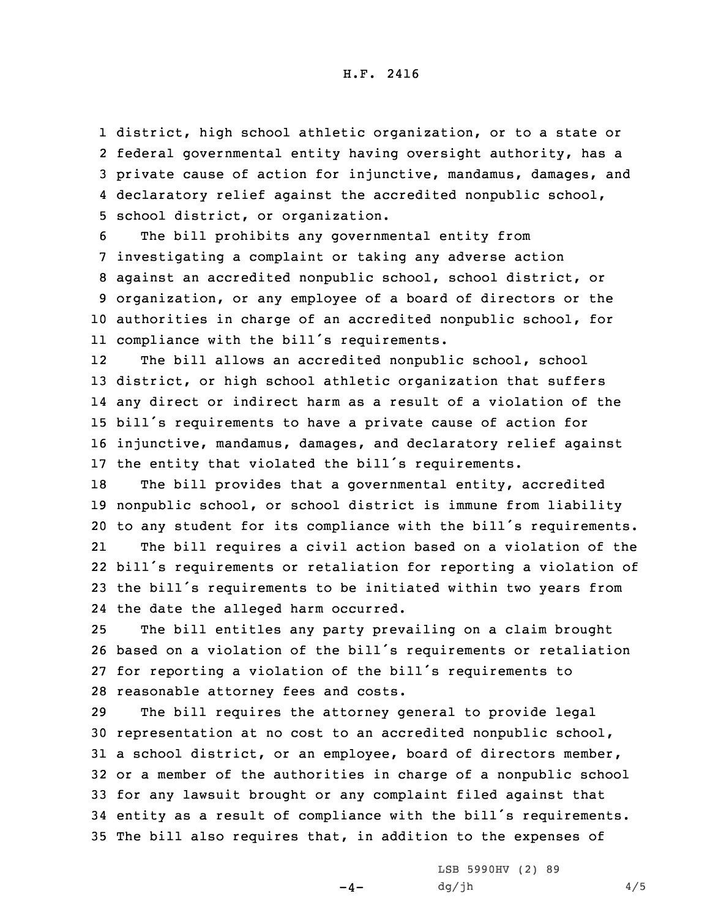district, high school athletic organization, or to a state or federal governmental entity having oversight authority, has a private cause of action for injunctive, mandamus, damages, and declaratory relief against the accredited nonpublic school, school district, or organization.

The bill prohibits any governmental entity from investigating a complaint or taking any adverse action against an accredited nonpublic school, school district, or organization, or any employee of a board of directors or the authorities in charge of an accredited nonpublic school, for compliance with the bill's requirements.

The bill allows an accredited nonpublic school, school district, or high school athletic organization that suffers any direct or indirect harm as a result of a violation of the bill's requirements to have a private cause of action for injunctive, mandamus, damages, and declaratory relief against the entity that violated the bill's requirements.

The bill provides that a governmental entity, accredited nonpublic school, or school district is immune from liability to any student for its compliance with the bill's requirements.

The bill requires a civil action based on a violation of the bill's requirements or retaliation for reporting a violation of the bill's requirements to be initiated within two years from the date the alleged harm occurred.

The bill entitles any party prevailing on a claim brought based on a violation of the bill's requirements or retaliation for reporting a violation of the bill's requirements to reasonable attorney fees and costs.

The bill requires the attorney general to provide legal representation at no cost to an accredited nonpublic school, a school district, or an employee, board of directors member, or a member of the authorities in charge of a nonpublic school for any lawsuit brought or any complaint filed against that entity as a result of compliance with the bill's requirements. The bill also requires that, in addition to the expenses of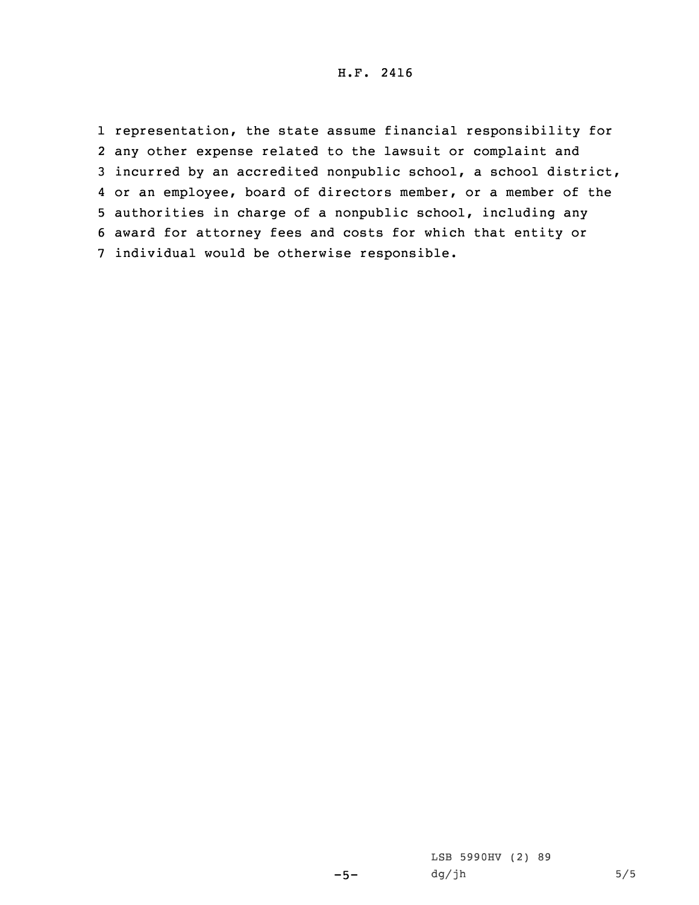representation, the state assume financial responsibility for any other expense related to the lawsuit or complaint and incurred by an accredited nonpublic school, a school district, or an employee, board of directors member, or a member of the authorities in charge of a nonpublic school, including any award for attorney fees and costs for which that entity or individual would be otherwise responsible.

LSB 5990HV (2) 89
dg/jh